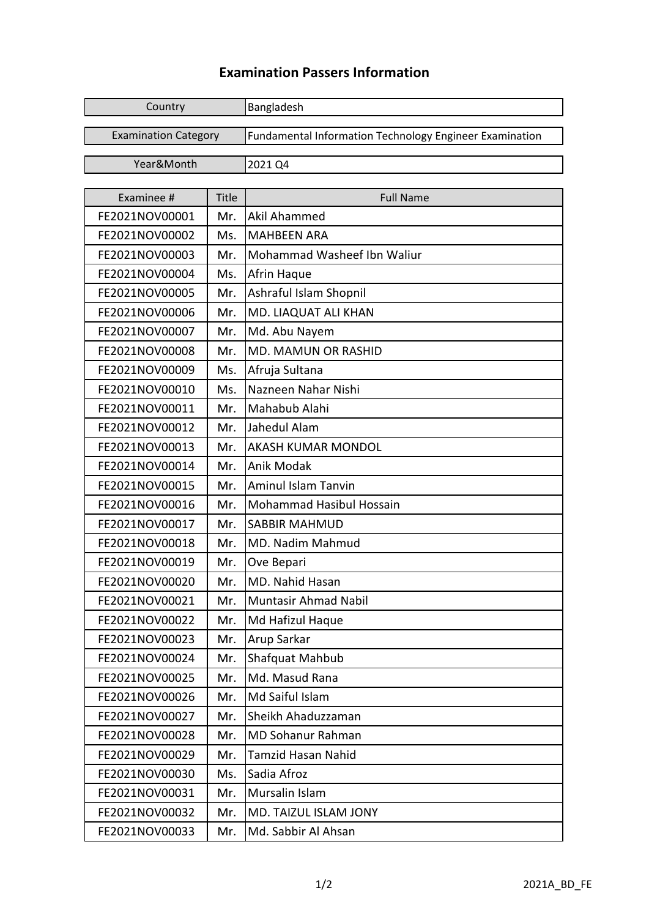# Examination Passers Information

| Country | Bangladesh |
| --- | --- |
| Examination Category | Fundamental Information Technology Engineer Examination |
| Year&Month | 2021 Q4 |

| Examinee # | Title | Full Name |
| --- | --- | --- |
| FE2021NOV00001 | Mr. | Akil Ahammed |
| FE2021NOV00002 | Ms. | MAHBEEN ARA |
| FE2021NOV00003 | Mr. | Mohammad Washeef Ibn Waliur |
| FE2021NOV00004 | Ms. | Afrin Haque |
| FE2021NOV00005 | Mr. | Ashraful Islam Shopnil |
| FE2021NOV00006 | Mr. | MD. LIAQUAT ALI KHAN |
| FE2021NOV00007 | Mr. | Md. Abu Nayem |
| FE2021NOV00008 | Mr. | MD. MAMUN OR RASHID |
| FE2021NOV00009 | Ms. | Afruja Sultana |
| FE2021NOV00010 | Ms. | Nazneen Nahar Nishi |
| FE2021NOV00011 | Mr. | Mahabub Alahi |
| FE2021NOV00012 | Mr. | Jahedul Alam |
| FE2021NOV00013 | Mr. | AKASH KUMAR MONDOL |
| FE2021NOV00014 | Mr. | Anik Modak |
| FE2021NOV00015 | Mr. | Aminul Islam Tanvin |
| FE2021NOV00016 | Mr. | Mohammad Hasibul Hossain |
| FE2021NOV00017 | Mr. | SABBIR MAHMUD |
| FE2021NOV00018 | Mr. | MD. Nadim Mahmud |
| FE2021NOV00019 | Mr. | Ove Bepari |
| FE2021NOV00020 | Mr. | MD. Nahid Hasan |
| FE2021NOV00021 | Mr. | Muntasir Ahmad Nabil |
| FE2021NOV00022 | Mr. | Md Hafizul Haque |
| FE2021NOV00023 | Mr. | Arup Sarkar |
| FE2021NOV00024 | Mr. | Shafquat Mahbub |
| FE2021NOV00025 | Mr. | Md. Masud Rana |
| FE2021NOV00026 | Mr. | Md Saiful Islam |
| FE2021NOV00027 | Mr. | Sheikh Ahaduzzaman |
| FE2021NOV00028 | Mr. | MD Sohanur Rahman |
| FE2021NOV00029 | Mr. | Tamzid Hasan Nahid |
| FE2021NOV00030 | Ms. | Sadia Afroz |
| FE2021NOV00031 | Mr. | Mursalin Islam |
| FE2021NOV00032 | Mr. | MD. TAIZUL ISLAM JONY |
| FE2021NOV00033 | Mr. | Md. Sabbir Al Ahsan |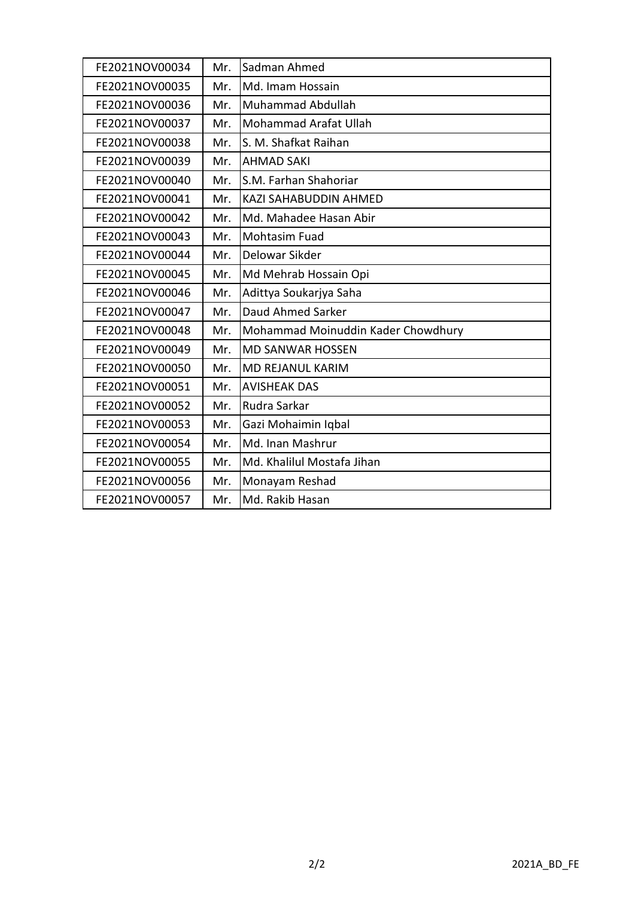| | | |
|---|---|---|
| FE2021NOV00034 | Mr. | Sadman Ahmed |
| FE2021NOV00035 | Mr. | Md. Imam Hossain |
| FE2021NOV00036 | Mr. | Muhammad Abdullah |
| FE2021NOV00037 | Mr. | Mohammad Arafat Ullah |
| FE2021NOV00038 | Mr. | S. M. Shafkat Raihan |
| FE2021NOV00039 | Mr. | AHMAD SAKI |
| FE2021NOV00040 | Mr. | S.M. Farhan Shahoriar |
| FE2021NOV00041 | Mr. | KAZI SAHABUDDIN AHMED |
| FE2021NOV00042 | Mr. | Md. Mahadee Hasan Abir |
| FE2021NOV00043 | Mr. | Mohtasim Fuad |
| FE2021NOV00044 | Mr. | Delowar Sikder |
| FE2021NOV00045 | Mr. | Md Mehrab Hossain Opi |
| FE2021NOV00046 | Mr. | Adittya Soukarjya Saha |
| FE2021NOV00047 | Mr. | Daud Ahmed Sarker |
| FE2021NOV00048 | Mr. | Mohammad Moinuddin Kader Chowdhury |
| FE2021NOV00049 | Mr. | MD SANWAR HOSSEN |
| FE2021NOV00050 | Mr. | MD REJANUL KARIM |
| FE2021NOV00051 | Mr. | AVISHEAK DAS |
| FE2021NOV00052 | Mr. | Rudra Sarkar |
| FE2021NOV00053 | Mr. | Gazi Mohaimin Iqbal |
| FE2021NOV00054 | Mr. | Md. Inan Mashrur |
| FE2021NOV00055 | Mr. | Md. Khalilul Mostafa Jihan |
| FE2021NOV00056 | Mr. | Monayam Reshad |
| FE2021NOV00057 | Mr. | Md. Rakib Hasan |